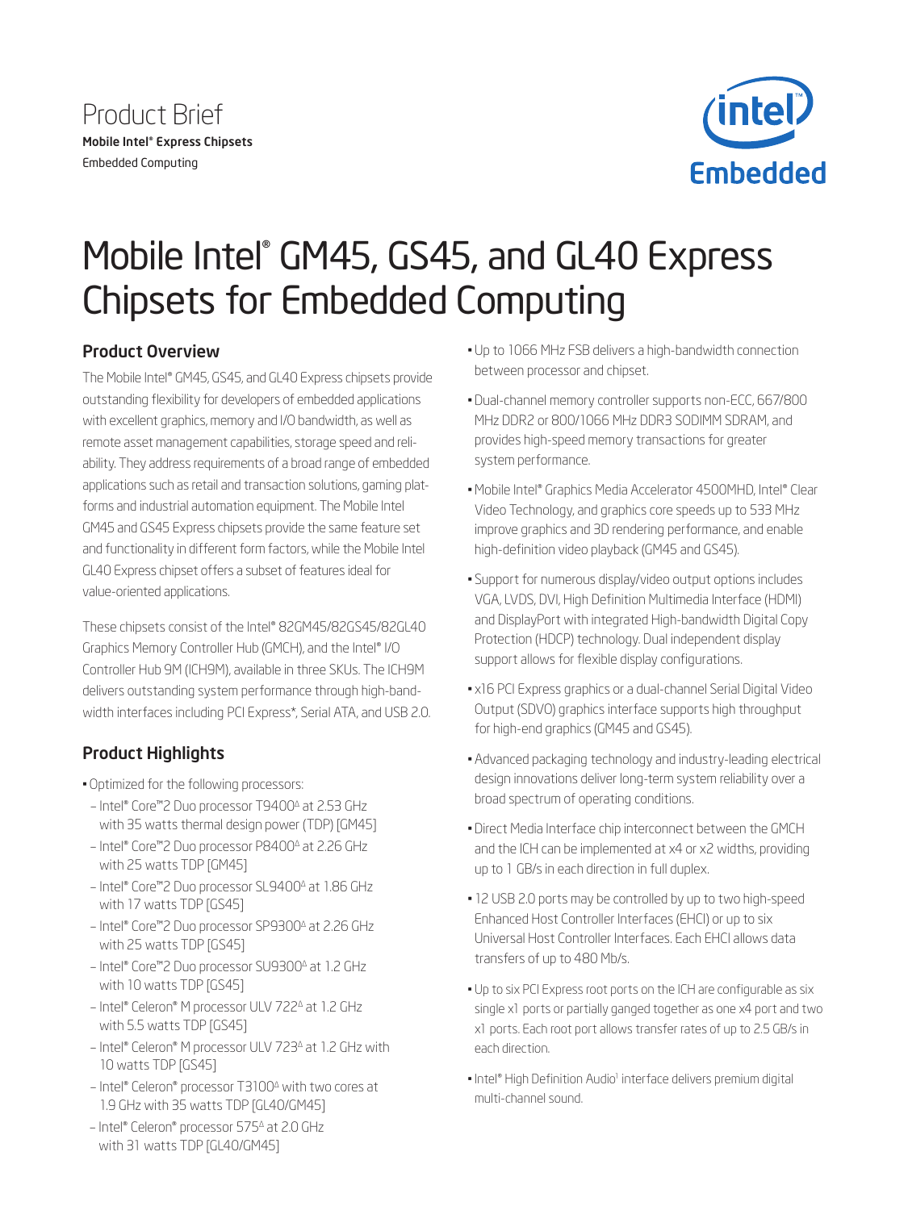Product Brief

**Mobile Intel® Express Chipsets**

Embedded Computing

# Mobile Intel® GM45, GS45, and GL40 Express Chipsets for Embedded Computing

## Product Overview

The Mobile Intel® GM45, GS45, and GL40 Express chipsets provide outstanding flexibility for developers of embedded applications with excellent graphics, memory and I/O bandwidth, as well as remote asset management capabilities, storage speed and reliability. They address requirements of a broad range of embedded applications such as retail and transaction solutions, gaming platforms and industrial automation equipment. The Mobile Intel GM45 and GS45 Express chipsets provide the same feature set and functionality in different form factors, while the Mobile Intel GL40 Express chipset offers a subset of features ideal for value-oriented applications.

These chipsets consist of the Intel® 82GM45/82GS45/82GL40 Graphics Memory Controller Hub (GMCH), and the Intel® I/O Controller Hub 9M (ICH9M), available in three SKUs. The ICH9M delivers outstanding system performance through high-bandwidth interfaces including PCI Express*, Serial ATA, and USB 2.0.

## Product Highlights

- Optimized for the following processors:
  - Intel® Core™2 Duo processor T9400Δ at 2.53 GHz with 35 watts thermal design power (TDP) [GM45]
  - Intel® Core™2 Duo processor P8400Δ at 2.26 GHz with 25 watts TDP [GM45]
  - Intel® Core™2 Duo processor SL9400Δ at 1.86 GHz with 17 watts TDP [GS45]
  - Intel® Core™2 Duo processor SP9300Δ at 2.26 GHz with 25 watts TDP [GS45]
  - Intel® Core™2 Duo processor SU9300Δ at 1.2 GHz with 10 watts TDP [GS45]
  - Intel® Celeron® M processor ULV 722Δ at 1.2 GHz with 5.5 watts TDP [GS45]
  - Intel® Celeron® M processor ULV 723Δ at 1.2 GHz with 10 watts TDP [GS45]
  - Intel® Celeron® processor T3100Δ with two cores at 1.9 GHz with 35 watts TDP [GL40/GM45]
  - Intel® Celeron® processor 575Δ at 2.0 GHz with 31 watts TDP [GL40/GM45]
- Up to 1066 MHz FSB delivers a high-bandwidth connection between processor and chipset.
- Dual-channel memory controller supports non-ECC, 667/800 MHz DDR2 or 800/1066 MHz DDR3 SODIMM SDRAM, and provides high-speed memory transactions for greater system performance.
- Mobile Intel® Graphics Media Accelerator 4500MHD, Intel® Clear Video Technology, and graphics core speeds up to 533 MHz improve graphics and 3D rendering performance, and enable high-definition video playback (GM45 and GS45).
- Support for numerous display/video output options includes VGA, LVDS, DVI, High Definition Multimedia Interface (HDMI) and DisplayPort with integrated High-bandwidth Digital Copy Protection (HDCP) technology. Dual independent display support allows for flexible display configurations.
- x16 PCI Express graphics or a dual-channel Serial Digital Video Output (SDVO) graphics interface supports high throughput for high-end graphics (GM45 and GS45).
- Advanced packaging technology and industry-leading electrical design innovations deliver long-term system reliability over a broad spectrum of operating conditions.
- Direct Media Interface chip interconnect between the GMCH and the ICH can be implemented at x4 or x2 widths, providing up to 1 GB/s in each direction in full duplex.
- 12 USB 2.0 ports may be controlled by up to two high-speed Enhanced Host Controller Interfaces (EHCI) or up to six Universal Host Controller Interfaces. Each EHCI allows data transfers of up to 480 Mb/s.
- Up to six PCI Express root ports on the ICH are configurable as six single x1 ports or partially ganged together as one x4 port and two x1 ports. Each root port allows transfer rates of up to 2.5 GB/s in each direction.
- Intel® High Definition Audio[1] interface delivers premium digital multi-channel sound.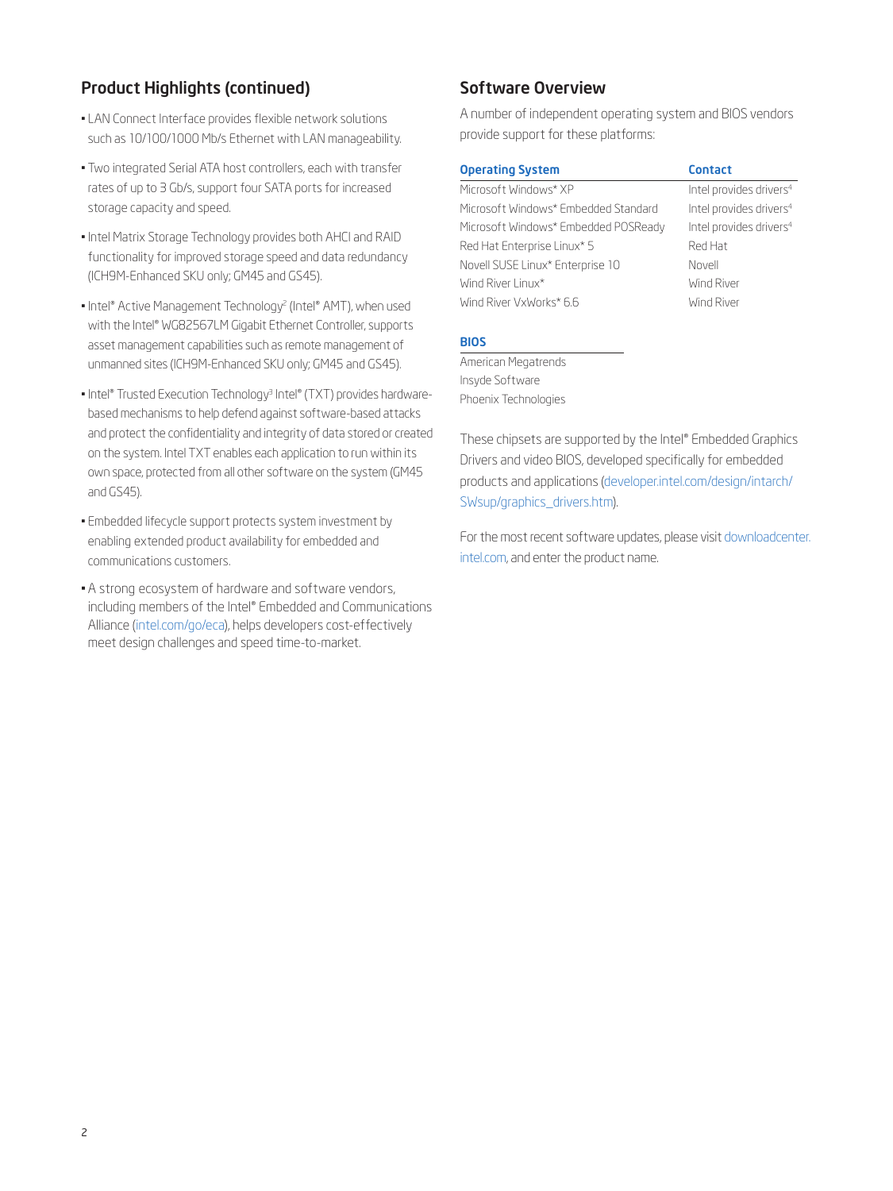## Product Highlights (continued)

- LAN Connect Interface provides flexible network solutions such as 10/100/1000 Mb/s Ethernet with LAN manageability.
- Two integrated Serial ATA host controllers, each with transfer rates of up to 3 Gb/s, support four SATA ports for increased storage capacity and speed.
- Intel Matrix Storage Technology provides both AHCI and RAID functionality for improved storage speed and data redundancy (ICH9M-Enhanced SKU only; GM45 and GS45).
- Intel® Active Management Technology[2] (Intel® AMT), when used with the Intel® WG82567LM Gigabit Ethernet Controller, supports asset management capabilities such as remote management of unmanned sites (ICH9M-Enhanced SKU only; GM45 and GS45).
- Intel® Trusted Execution Technology[3] Intel® (TXT) provides hardware-based mechanisms to help defend against software-based attacks and protect the confidentiality and integrity of data stored or created on the system. Intel TXT enables each application to run within its own space, protected from all other software on the system (GM45 and GS45).
- Embedded lifecycle support protects system investment by enabling extended product availability for embedded and communications customers.
- A strong ecosystem of hardware and software vendors, including members of the Intel® Embedded and Communications Alliance (intel.com/go/eca), helps developers cost-effectively meet design challenges and speed time-to-market.

## Software Overview

A number of independent operating system and BIOS vendors provide support for these platforms:

| Operating System | Contact |
|---|---|
| Microsoft Windows* XP | Intel provides drivers[4] |
| Microsoft Windows* Embedded Standard | Intel provides drivers[4] |
| Microsoft Windows* Embedded POSReady | Intel provides drivers[4] |
| Red Hat Enterprise Linux* 5 | Red Hat |
| Novell SUSE Linux* Enterprise 10 | Novell |
| Wind River Linux* | Wind River |
| Wind River VxWorks* 6.6 | Wind River |

| BIOS |
|---|
| American Megatrends |
| Insyde Software |
| Phoenix Technologies |

These chipsets are supported by the Intel® Embedded Graphics Drivers and video BIOS, developed specifically for embedded products and applications (developer.intel.com/design/intarch/SWsup/graphics_drivers.htm).

For the most recent software updates, please visit downloadcenter.intel.com, and enter the product name.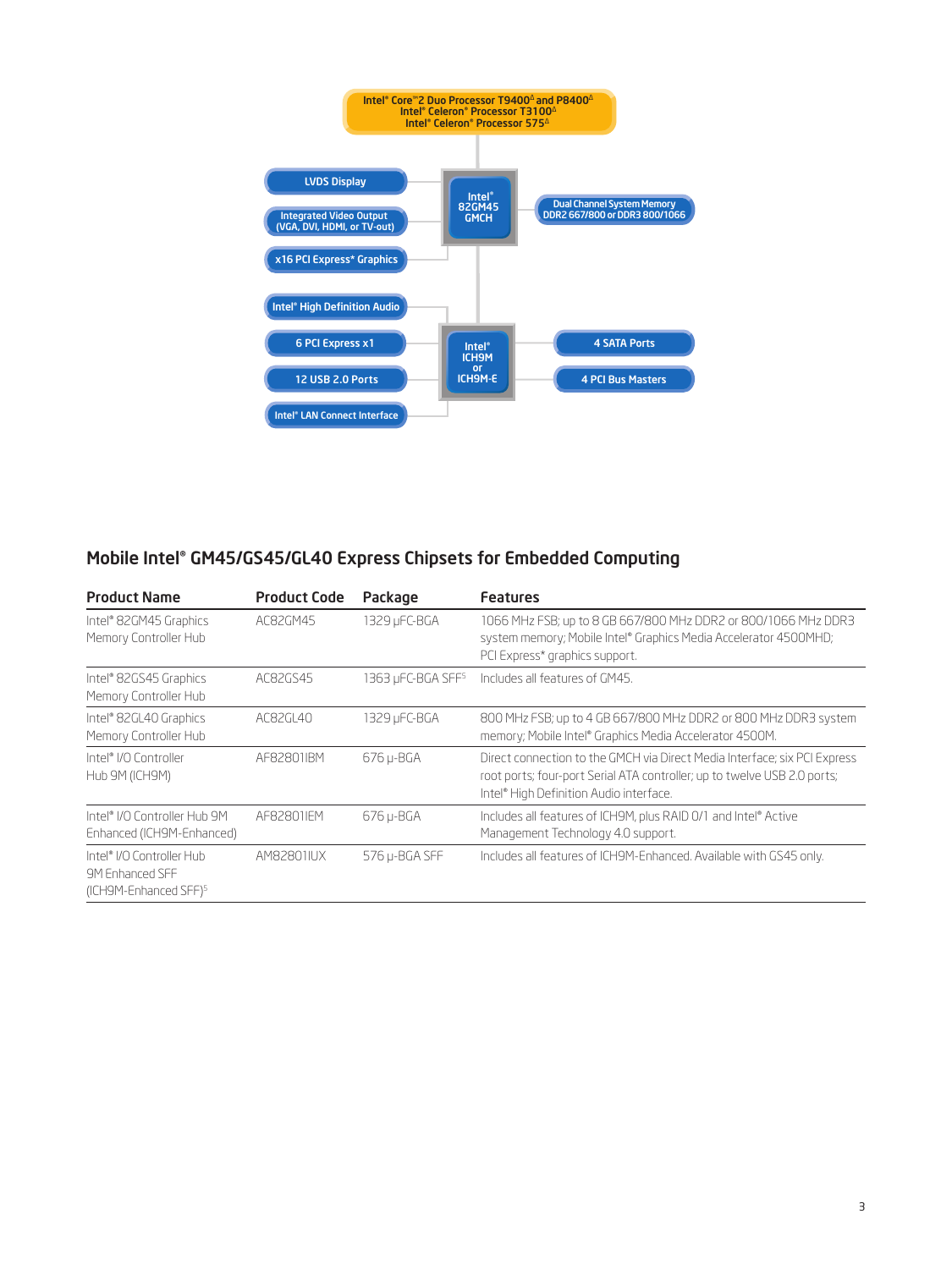Intel® Core™2 Duo Processor T9400[Δ] and P8400[Δ]
Intel® Celeron® Processor T3100[Δ]
Intel® Celeron® Processor 575[Δ]

- LVDS Display
- Integrated Video Output (VGA, DVI, HDMI, or TV-out)
- x16 PCI Express* Graphics
- Intel® 82GM45 GMCH
- Dual Channel System Memory DDR2 667/800 or DDR3 800/1066
- Intel® High Definition Audio
- 6 PCI Express x1
- 12 USB 2.0 Ports
- Intel® LAN Connect Interface
- Intel® ICH9M or ICH9M-E
- 4 SATA Ports
- 4 PCI Bus Masters

## Mobile Intel® GM45/GS45/GL40 Express Chipsets for Embedded Computing

| Product Name | Product Code | Package | Features |
|---|---|---|---|
| Intel® 82GM45 Graphics Memory Controller Hub | AC82GM45 | 1329 µFC-BGA | 1066 MHz FSB; up to 8 GB 667/800 MHz DDR2 or 800/1066 MHz DDR3 system memory; Mobile Intel® Graphics Media Accelerator 4500MHD; PCI Express* graphics support. |
| Intel® 82GS45 Graphics Memory Controller Hub | AC82GS45 | 1363 µFC-BGA SFF[5] | Includes all features of GM45. |
| Intel® 82GL40 Graphics Memory Controller Hub | AC82GL40 | 1329 µFC-BGA | 800 MHz FSB; up to 4 GB 667/800 MHz DDR2 or 800 MHz DDR3 system memory; Mobile Intel® Graphics Media Accelerator 4500M. |
| Intel® I/O Controller Hub 9M (ICH9M) | AF82801IBM | 676 µ-BGA | Direct connection to the GMCH via Direct Media Interface; six PCI Express root ports; four-port Serial ATA controller; up to twelve USB 2.0 ports; Intel® High Definition Audio interface. |
| Intel® I/O Controller Hub 9M Enhanced (ICH9M-Enhanced) | AF82801IEM | 676 µ-BGA | Includes all features of ICH9M, plus RAID 0/1 and Intel® Active Management Technology 4.0 support. |
| Intel® I/O Controller Hub 9M Enhanced SFF (ICH9M-Enhanced SFF)[5] | AM82801IUX | 576 µ-BGA SFF | Includes all features of ICH9M-Enhanced. Available with GS45 only. |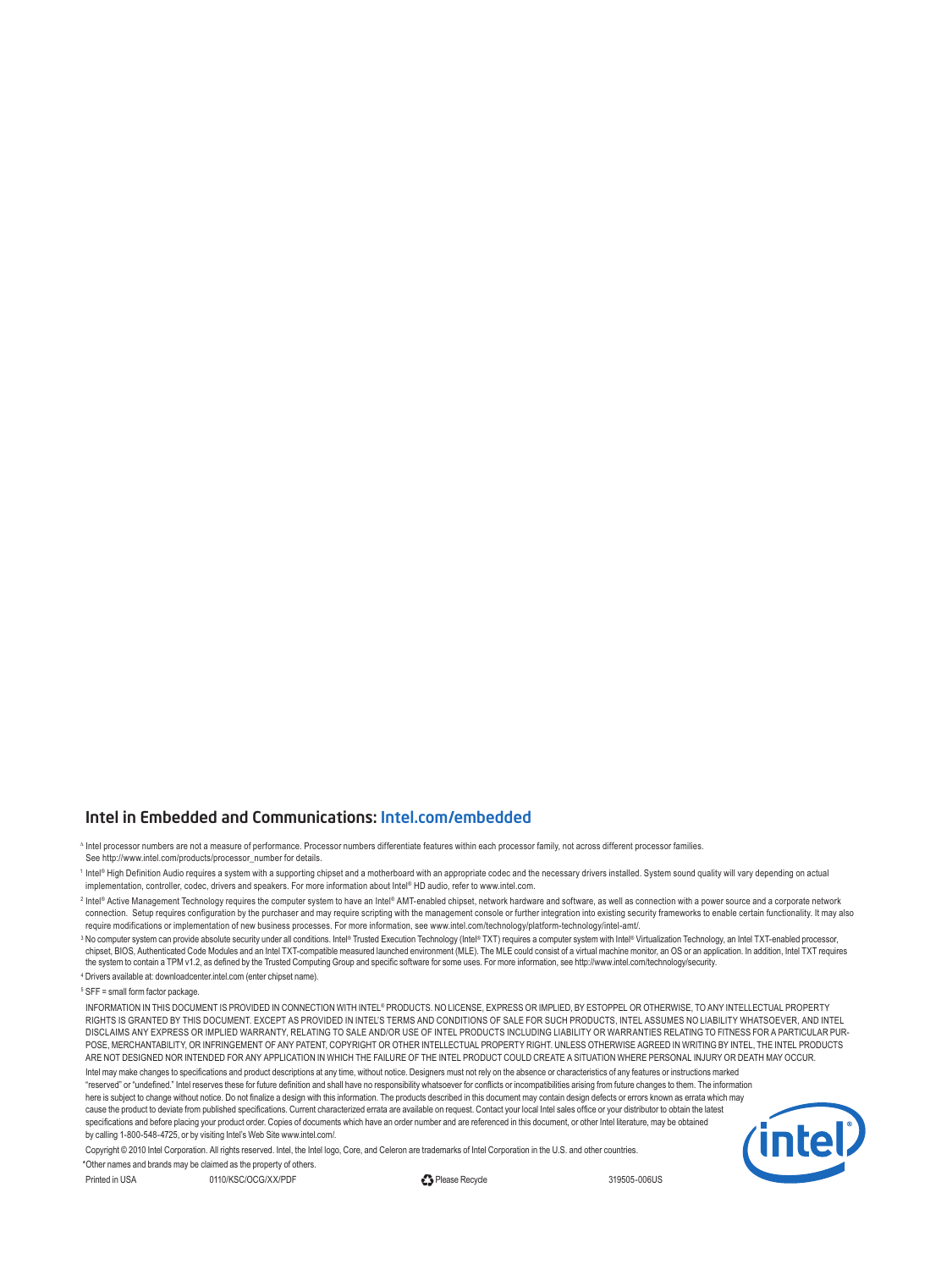## Intel in Embedded and Communications: Intel.com/embedded

Δ Intel processor numbers are not a measure of performance. Processor numbers differentiate features within each processor family, not across different processor families. See http://www.intel.com/products/processor_number for details.

[1] Intel® High Definition Audio requires a system with a supporting chipset and a motherboard with an appropriate codec and the necessary drivers installed. System sound quality will vary depending on actual implementation, controller, codec, drivers and speakers. For more information about Intel® HD audio, refer to www.intel.com.

[2] Intel® Active Management Technology requires the computer system to have an Intel® AMT-enabled chipset, network hardware and software, as well as connection with a power source and a corporate network connection. Setup requires configuration by the purchaser and may require scripting with the management console or further integration into existing security frameworks to enable certain functionality. It may also require modifications or implementation of new business processes. For more information, see www.intel.com/technology/platform-technology/intel-amt/.

[3] No computer system can provide absolute security under all conditions. Intel® Trusted Execution Technology (Intel® TXT) requires a computer system with Intel® Virtualization Technology, an Intel TXT-enabled processor, chipset, BIOS, Authenticated Code Modules and an Intel TXT-compatible measured launched environment (MLE). The MLE could consist of a virtual machine monitor, an OS or an application. In addition, Intel TXT requires the system to contain a TPM v1.2, as defined by the Trusted Computing Group and specific software for some uses. For more information, see http://www.intel.com/technology/security.

[4] Drivers available at: downloadcenter.intel.com (enter chipset name).

[5] SFF = small form factor package.

INFORMATION IN THIS DOCUMENT IS PROVIDED IN CONNECTION WITH INTEL® PRODUCTS. NO LICENSE, EXPRESS OR IMPLIED, BY ESTOPPEL OR OTHERWISE, TO ANY INTELLECTUAL PROPERTY RIGHTS IS GRANTED BY THIS DOCUMENT. EXCEPT AS PROVIDED IN INTEL'S TERMS AND CONDITIONS OF SALE FOR SUCH PRODUCTS, INTEL ASSUMES NO LIABILITY WHATSOEVER, AND INTEL DISCLAIMS ANY EXPRESS OR IMPLIED WARRANTY, RELATING TO SALE AND/OR USE OF INTEL PRODUCTS INCLUDING LIABILITY OR WARRANTIES RELATING TO FITNESS FOR A PARTICULAR PURPOSE, MERCHANTABILITY, OR INFRINGEMENT OF ANY PATENT, COPYRIGHT OR OTHER INTELLECTUAL PROPERTY RIGHT. UNLESS OTHERWISE AGREED IN WRITING BY INTEL, THE INTEL PRODUCTS ARE NOT DESIGNED NOR INTENDED FOR ANY APPLICATION IN WHICH THE FAILURE OF THE INTEL PRODUCT COULD CREATE A SITUATION WHERE PERSONAL INJURY OR DEATH MAY OCCUR.

Intel may make changes to specifications and product descriptions at any time, without notice. Designers must not rely on the absence or characteristics of any features or instructions marked "reserved" or "undefined." Intel reserves these for future definition and shall have no responsibility whatsoever for conflicts or incompatibilities arising from future changes to them. The information here is subject to change without notice. Do not finalize a design with this information. The products described in this document may contain design defects or errors known as errata which may cause the product to deviate from published specifications. Current characterized errata are available on request. Contact your local Intel sales office or your distributor to obtain the latest specifications and before placing your product order. Copies of documents which have an order number and are referenced in this document, or other Intel literature, may be obtained by calling 1-800-548-4725, or by visiting Intel's Web Site www.intel.com/.

Copyright © 2010 Intel Corporation. All rights reserved. Intel, the Intel logo, Core, and Celeron are trademarks of Intel Corporation in the U.S. and other countries.

*Other names and brands may be claimed as the property of others.

Printed in USA 0110/KSC/OCG/XX/PDF Please Recycle 319505-006US